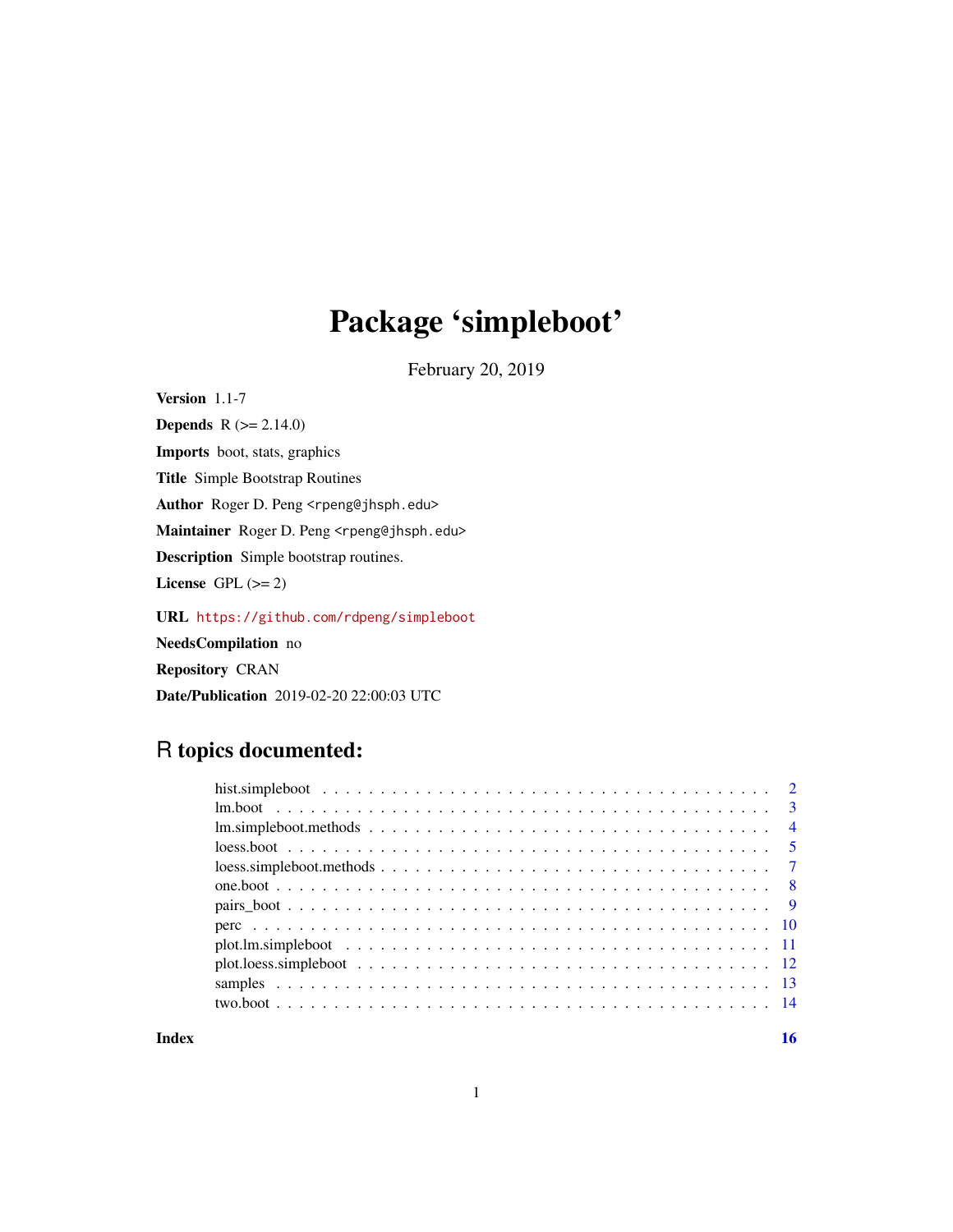# Package 'simpleboot'

February 20, 2019

**Version** 1.1-7

**Depends** R (>= 2.14.0)

**Imports** boot, stats, graphics

**Title** Simple Bootstrap Routines

**Author** Roger D. Peng <rpeng@jhsph.edu>

**Maintainer** Roger D. Peng <rpeng@jhsph.edu>

**Description** Simple bootstrap routines.

**License** GPL (>= 2)

**URL** https://github.com/rdpeng/simpleboot

**NeedsCompilation** no

**Repository** CRAN

**Date/Publication** 2019-02-20 22:00:03 UTC

## R topics documented:

- hist.simpleboot . . . . . . . . . . 2
- lm.boot . . . . . . . . . . 3
- lm.simpleboot.methods . . . . . . . . . . 4
- loess.boot . . . . . . . . . . 5
- loess.simpleboot.methods . . . . . . . . . . 7
- one.boot . . . . . . . . . . 8
- pairs_boot . . . . . . . . . . 9
- perc . . . . . . . . . . 10
- plot.lm.simpleboot . . . . . . . . . . 11
- plot.loess.simpleboot . . . . . . . . . . 12
- samples . . . . . . . . . . 13
- two.boot . . . . . . . . . . 14

**Index** **16**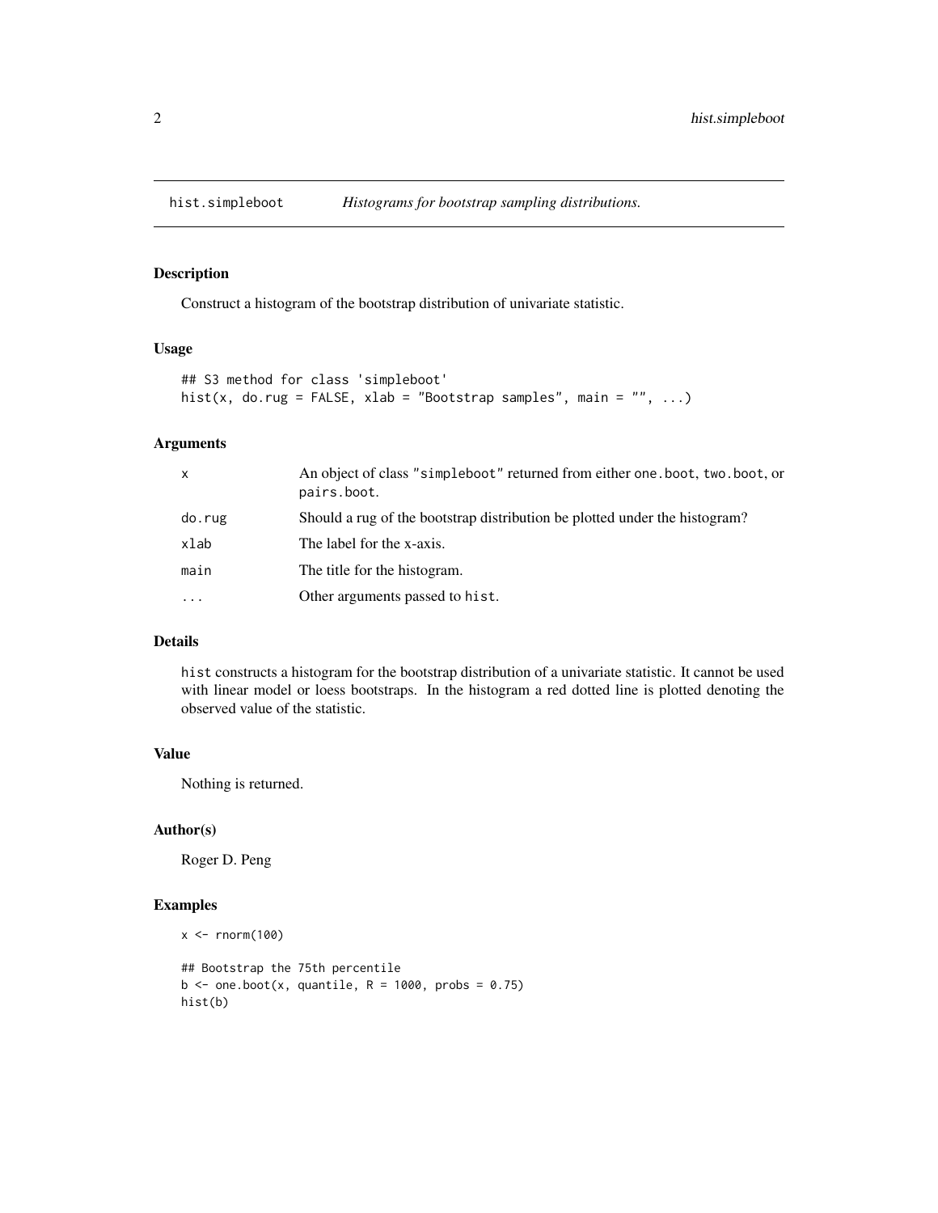# hist.simpleboot *Histograms for bootstrap sampling distributions.*

## Description

Construct a histogram of the bootstrap distribution of univariate statistic.

## Usage

```
## S3 method for class 'simpleboot'
hist(x, do.rug = FALSE, xlab = "Bootstrap samples", main = "", ...)
```

## Arguments

| | |
|---|---|
| `x` | An object of class `"simpleboot"` returned from either `one.boot`, `two.boot`, or `pairs.boot`. |
| `do.rug` | Should a rug of the bootstrap distribution be plotted under the histogram? |
| `xlab` | The label for the x-axis. |
| `main` | The title for the histogram. |
| `...` | Other arguments passed to `hist`. |

## Details

`hist` constructs a histogram for the bootstrap distribution of a univariate statistic. It cannot be used with linear model or loess bootstraps. In the histogram a red dotted line is plotted denoting the observed value of the statistic.

## Value

Nothing is returned.

## Author(s)

Roger D. Peng

## Examples

```
x <- rnorm(100)

## Bootstrap the 75th percentile
b <- one.boot(x, quantile, R = 1000, probs = 0.75)
hist(b)
```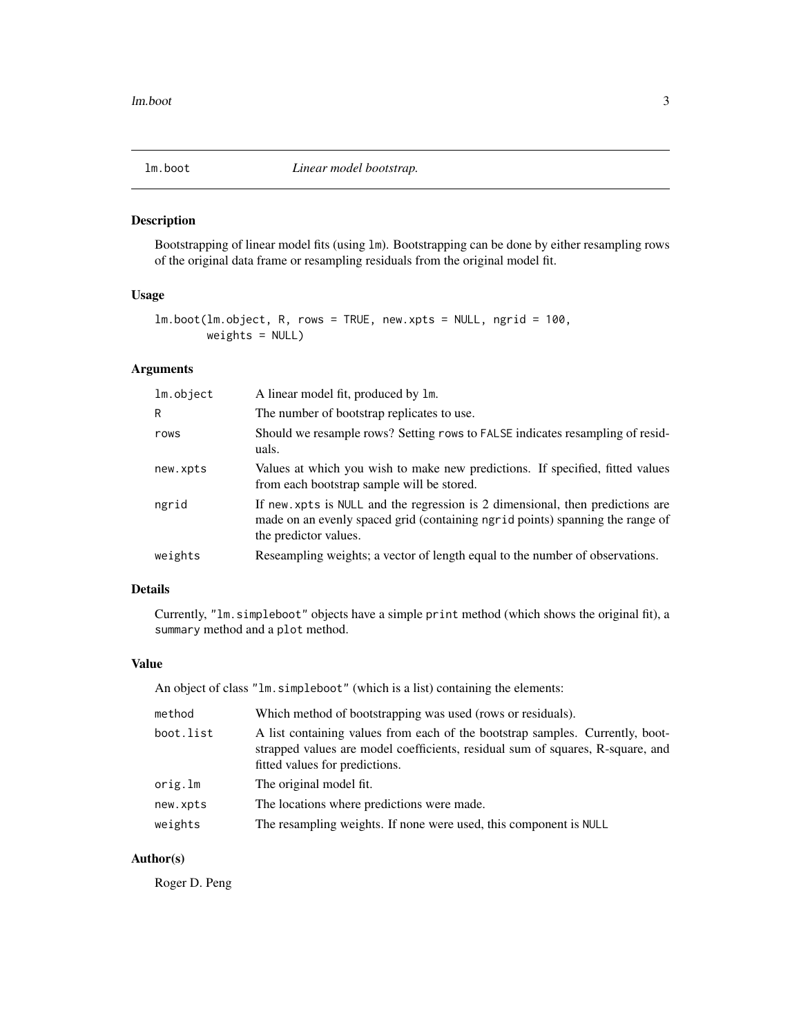## lm.boot — *Linear model bootstrap.*

### Description

Bootstrapping of linear model fits (using `lm`). Bootstrapping can be done by either resampling rows of the original data frame or resampling residuals from the original model fit.

### Usage

```
lm.boot(lm.object, R, rows = TRUE, new.xpts = NULL, ngrid = 100,
        weights = NULL)
```

### Arguments

| | |
|---|---|
| `lm.object` | A linear model fit, produced by `lm`. |
| `R` | The number of bootstrap replicates to use. |
| `rows` | Should we resample rows? Setting `rows` to `FALSE` indicates resampling of residuals. |
| `new.xpts` | Values at which you wish to make new predictions. If specified, fitted values from each bootstrap sample will be stored. |
| `ngrid` | If `new.xpts` is `NULL` and the regression is 2 dimensional, then predictions are made on an evenly spaced grid (containing `ngrid` points) spanning the range of the predictor values. |
| `weights` | Reseampling weights; a vector of length equal to the number of observations. |

### Details

Currently, `"lm.simpleboot"` objects have a simple `print` method (which shows the original fit), a `summary` method and a `plot` method.

### Value

An object of class `"lm.simpleboot"` (which is a list) containing the elements:

| | |
|---|---|
| `method` | Which method of bootstrapping was used (rows or residuals). |
| `boot.list` | A list containing values from each of the bootstrap samples. Currently, bootstrapped values are model coefficients, residual sum of squares, R-square, and fitted values for predictions. |
| `orig.lm` | The original model fit. |
| `new.xpts` | The locations where predictions were made. |
| `weights` | The resampling weights. If none were used, this component is `NULL` |

### Author(s)

Roger D. Peng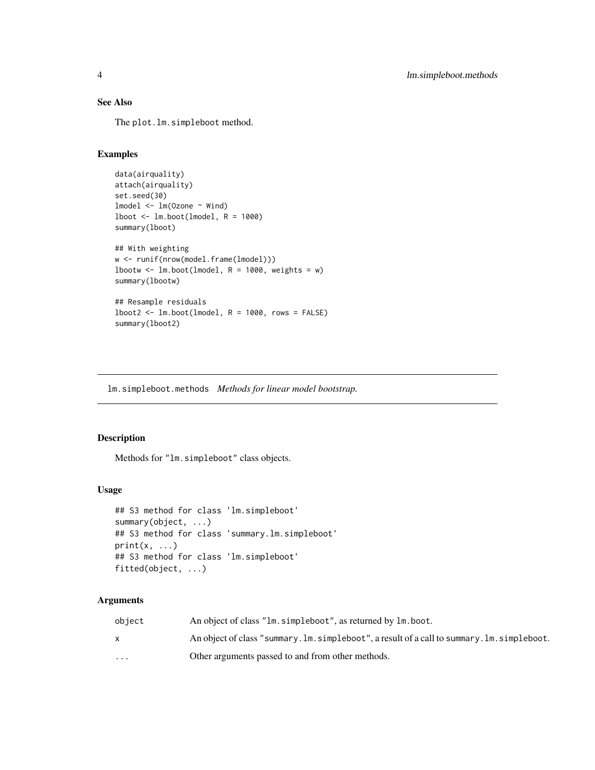## See Also

The `plot.lm.simpleboot` method.

## Examples

```
data(airquality)
attach(airquality)
set.seed(30)
lmodel <- lm(Ozone ~ Wind)
lboot <- lm.boot(lmodel, R = 1000)
summary(lboot)

## With weighting
w <- runif(nrow(model.frame(lmodel)))
lbootw <- lm.boot(lmodel, R = 1000, weights = w)
summary(lbootw)

## Resample residuals
lboot2 <- lm.boot(lmodel, R = 1000, rows = FALSE)
summary(lboot2)
```

---

# lm.simpleboot.methods *Methods for linear model bootstrap.*

---

## Description

Methods for `"lm.simpleboot"` class objects.

## Usage

```
## S3 method for class 'lm.simpleboot'
summary(object, ...)
## S3 method for class 'summary.lm.simpleboot'
print(x, ...)
## S3 method for class 'lm.simpleboot'
fitted(object, ...)
```

## Arguments

| | |
|---|---|
| `object` | An object of class `"lm.simpleboot"`, as returned by `lm.boot`. |
| `x` | An object of class `"summary.lm.simpleboot"`, a result of a call to `summary.lm.simpleboot`. |
| `...` | Other arguments passed to and from other methods. |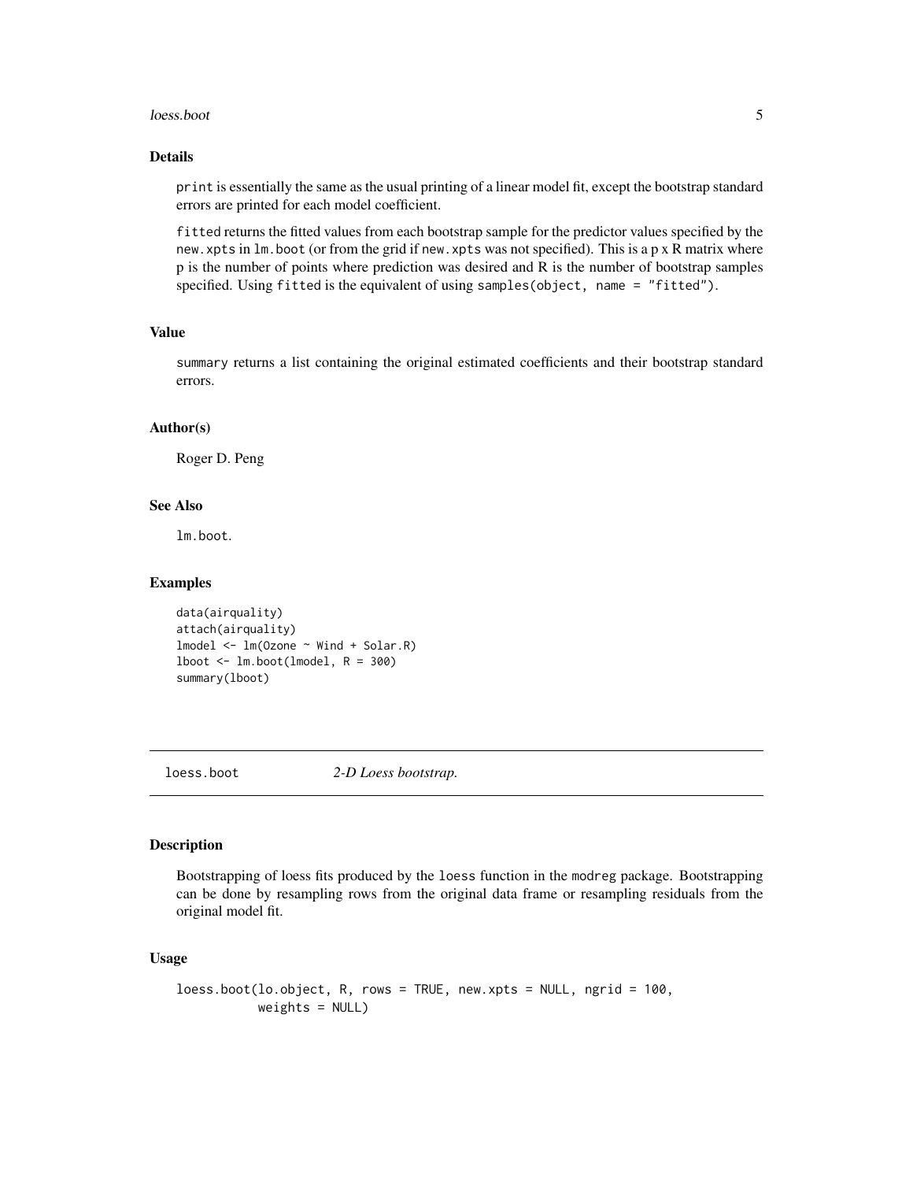### Details

`print` is essentially the same as the usual printing of a linear model fit, except the bootstrap standard errors are printed for each model coefficient.

`fitted` returns the fitted values from each bootstrap sample for the predictor values specified by the `new.xpts` in `lm.boot` (or from the grid if `new.xpts` was not specified). This is a p x R matrix where p is the number of points where prediction was desired and R is the number of bootstrap samples specified. Using `fitted` is the equivalent of using `samples(object, name = "fitted")`.

### Value

`summary` returns a list containing the original estimated coefficients and their bootstrap standard errors.

### Author(s)

Roger D. Peng

### See Also

`lm.boot`.

### Examples

```
data(airquality)
attach(airquality)
lmodel <- lm(Ozone ~ Wind + Solar.R)
lboot <- lm.boot(lmodel, R = 300)
summary(lboot)
```

---

## loess.boot *2-D Loess bootstrap.*

---

### Description

Bootstrapping of loess fits produced by the `loess` function in the `modreg` package. Bootstrapping can be done by resampling rows from the original data frame or resampling residuals from the original model fit.

### Usage

```
loess.boot(lo.object, R, rows = TRUE, new.xpts = NULL, ngrid = 100,
           weights = NULL)
```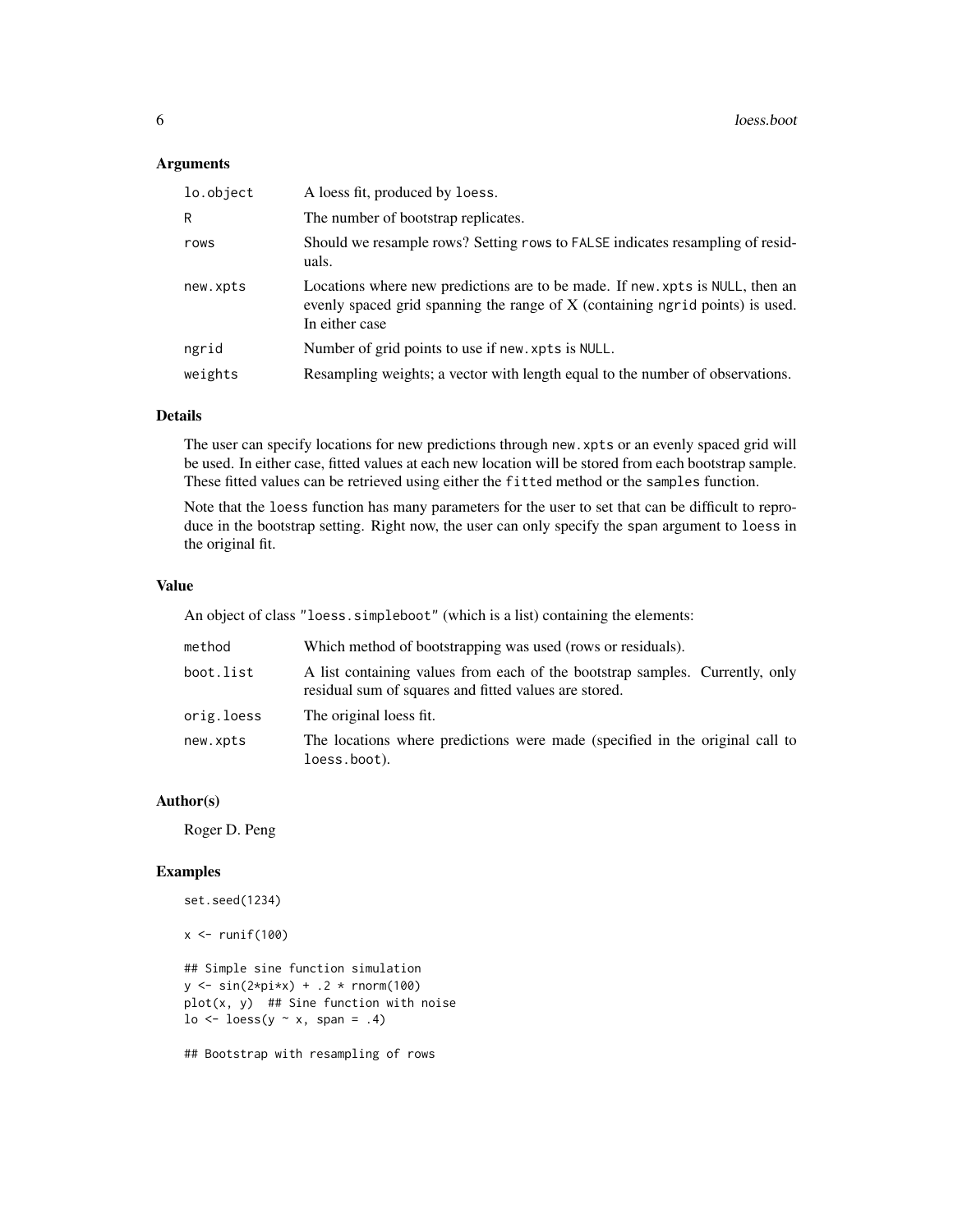### Arguments

| | |
|---|---|
| `lo.object` | A loess fit, produced by `loess`. |
| `R` | The number of bootstrap replicates. |
| `rows` | Should we resample rows? Setting `rows` to `FALSE` indicates resampling of residuals. |
| `new.xpts` | Locations where new predictions are to be made. If `new.xpts` is `NULL`, then an evenly spaced grid spanning the range of X (containing `ngrid` points) is used. In either case |
| `ngrid` | Number of grid points to use if `new.xpts` is `NULL`. |
| `weights` | Resampling weights; a vector with length equal to the number of observations. |

### Details

The user can specify locations for new predictions through `new.xpts` or an evenly spaced grid will be used. In either case, fitted values at each new location will be stored from each bootstrap sample. These fitted values can be retrieved using either the `fitted` method or the `samples` function.

Note that the `loess` function has many parameters for the user to set that can be difficult to reproduce in the bootstrap setting. Right now, the user can only specify the `span` argument to `loess` in the original fit.

### Value

An object of class `"loess.simpleboot"` (which is a list) containing the elements:

| | |
|---|---|
| `method` | Which method of bootstrapping was used (rows or residuals). |
| `boot.list` | A list containing values from each of the bootstrap samples. Currently, only residual sum of squares and fitted values are stored. |
| `orig.loess` | The original loess fit. |
| `new.xpts` | The locations where predictions were made (specified in the original call to `loess.boot`). |

### Author(s)

Roger D. Peng

### Examples

```
set.seed(1234)

x <- runif(100)

## Simple sine function simulation
y <- sin(2*pi*x) + .2 * rnorm(100)
plot(x, y)  ## Sine function with noise
lo <- loess(y ~ x, span = .4)

## Bootstrap with resampling of rows
```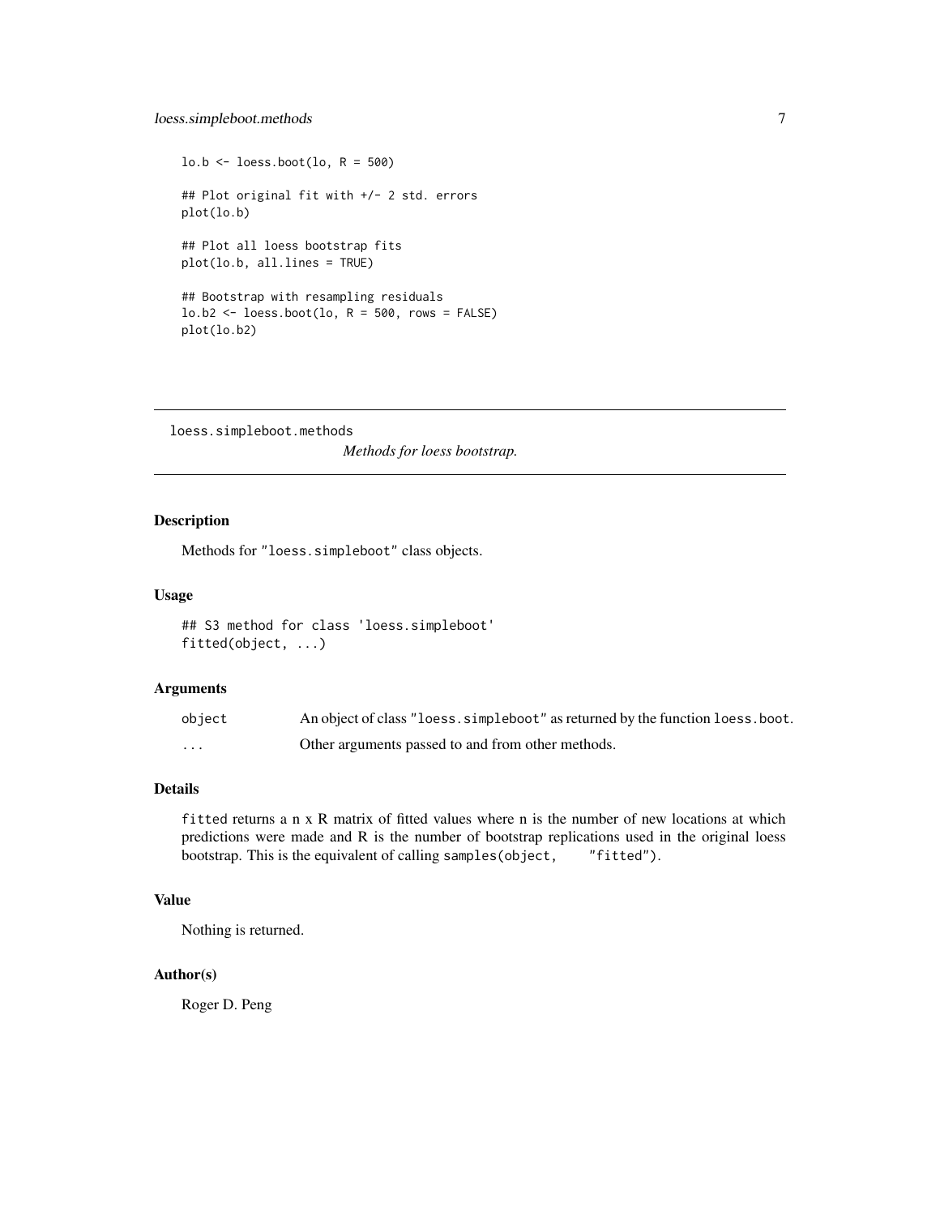```
lo.b <- loess.boot(lo, R = 500)

## Plot original fit with +/- 2 std. errors
plot(lo.b)

## Plot all loess bootstrap fits
plot(lo.b, all.lines = TRUE)

## Bootstrap with resampling residuals
lo.b2 <- loess.boot(lo, R = 500, rows = FALSE)
plot(lo.b2)
```

---

loess.simpleboot.methods    *Methods for loess bootstrap.*

---

## Description

Methods for "loess.simpleboot" class objects.

## Usage

```
## S3 method for class 'loess.simpleboot'
fitted(object, ...)
```

## Arguments

| | |
|---|---|
| object | An object of class "loess.simpleboot" as returned by the function loess.boot. |
| ... | Other arguments passed to and from other methods. |

## Details

fitted returns a n x R matrix of fitted values where n is the number of new locations at which predictions were made and R is the number of bootstrap replications used in the original loess bootstrap. This is the equivalent of calling samples(object, "fitted").

## Value

Nothing is returned.

## Author(s)

Roger D. Peng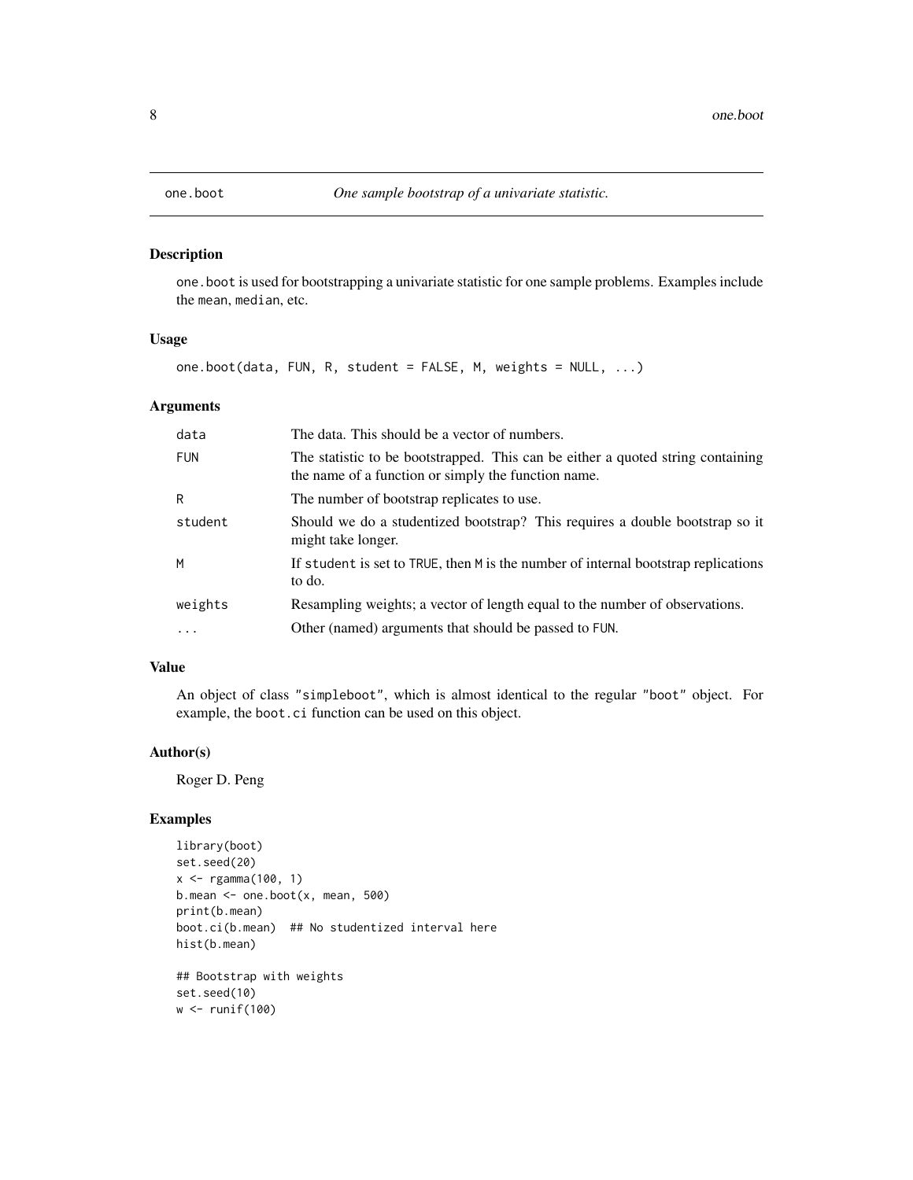## one.boot — *One sample bootstrap of a univariate statistic.*

### Description

one.boot is used for bootstrapping a univariate statistic for one sample problems. Examples include the mean, median, etc.

### Usage

```
one.boot(data, FUN, R, student = FALSE, M, weights = NULL, ...)
```

### Arguments

| | |
|---|---|
| data | The data. This should be a vector of numbers. |
| FUN | The statistic to be bootstrapped. This can be either a quoted string containing the name of a function or simply the function name. |
| R | The number of bootstrap replicates to use. |
| student | Should we do a studentized bootstrap? This requires a double bootstrap so it might take longer. |
| M | If student is set to TRUE, then M is the number of internal bootstrap replications to do. |
| weights | Resampling weights; a vector of length equal to the number of observations. |
| ... | Other (named) arguments that should be passed to FUN. |

### Value

An object of class "simpleboot", which is almost identical to the regular "boot" object. For example, the boot.ci function can be used on this object.

### Author(s)

Roger D. Peng

### Examples

```
library(boot)
set.seed(20)
x <- rgamma(100, 1)
b.mean <- one.boot(x, mean, 500)
print(b.mean)
boot.ci(b.mean)  ## No studentized interval here
hist(b.mean)

## Bootstrap with weights
set.seed(10)
w <- runif(100)
```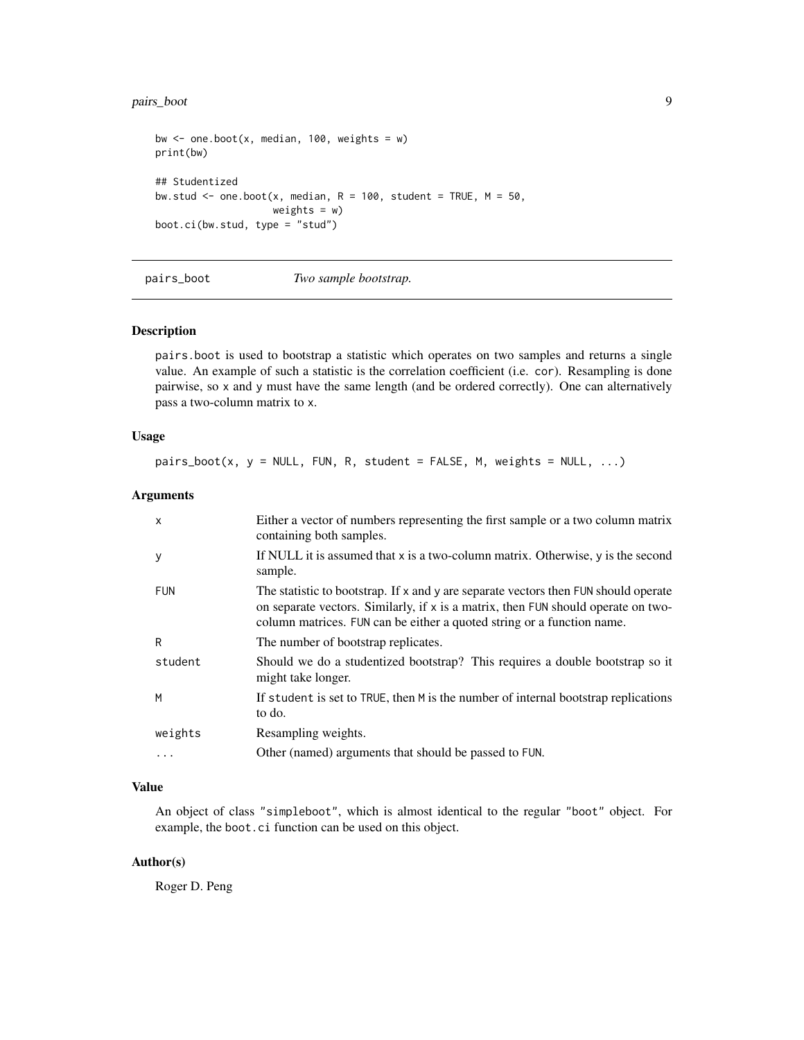```
bw <- one.boot(x, median, 100, weights = w)
print(bw)

## Studentized
bw.stud <- one.boot(x, median, R = 100, student = TRUE, M = 50,
                    weights = w)
boot.ci(bw.stud, type = "stud")
```

## pairs_boot — *Two sample bootstrap.*

### Description

pairs.boot is used to bootstrap a statistic which operates on two samples and returns a single value. An example of such a statistic is the correlation coefficient (i.e. cor). Resampling is done pairwise, so x and y must have the same length (and be ordered correctly). One can alternatively pass a two-column matrix to x.

### Usage

```
pairs_boot(x, y = NULL, FUN, R, student = FALSE, M, weights = NULL, ...)
```

### Arguments

| | |
|---|---|
| x | Either a vector of numbers representing the first sample or a two column matrix containing both samples. |
| y | If NULL it is assumed that x is a two-column matrix. Otherwise, y is the second sample. |
| FUN | The statistic to bootstrap. If x and y are separate vectors then FUN should operate on separate vectors. Similarly, if x is a matrix, then FUN should operate on two-column matrices. FUN can be either a quoted string or a function name. |
| R | The number of bootstrap replicates. |
| student | Should we do a studentized bootstrap? This requires a double bootstrap so it might take longer. |
| M | If student is set to TRUE, then M is the number of internal bootstrap replications to do. |
| weights | Resampling weights. |
| ... | Other (named) arguments that should be passed to FUN. |

### Value

An object of class "simpleboot", which is almost identical to the regular "boot" object. For example, the boot.ci function can be used on this object.

### Author(s)

Roger D. Peng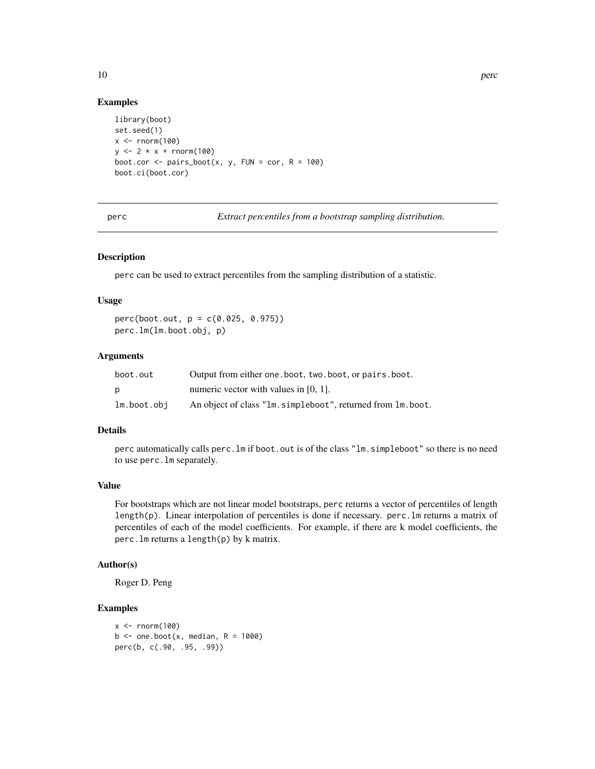## Examples

```
library(boot)
set.seed(1)
x <- rnorm(100)
y <- 2 * x + rnorm(100)
boot.cor <- pairs_boot(x, y, FUN = cor, R = 100)
boot.ci(boot.cor)
```

---

perc *Extract percentiles from a bootstrap sampling distribution.*

---

## Description

perc can be used to extract percentiles from the sampling distribution of a statistic.

## Usage

```
perc(boot.out, p = c(0.025, 0.975))
perc.lm(lm.boot.obj, p)
```

## Arguments

| | |
|---|---|
| boot.out | Output from either one.boot, two.boot, or pairs.boot. |
| p | numeric vector with values in [0, 1]. |
| lm.boot.obj | An object of class "lm.simpleboot", returned from lm.boot. |

## Details

perc automatically calls perc.lm if boot.out is of the class "lm.simpleboot" so there is no need to use perc.lm separately.

## Value

For bootstraps which are not linear model bootstraps, perc returns a vector of percentiles of length length(p). Linear interpolation of percentiles is done if necessary. perc.lm returns a matrix of percentiles of each of the model coefficients. For example, if there are k model coefficients, the perc.lm returns a length(p) by k matrix.

## Author(s)

Roger D. Peng

## Examples

```
x <- rnorm(100)
b <- one.boot(x, median, R = 1000)
perc(b, c(.90, .95, .99))
```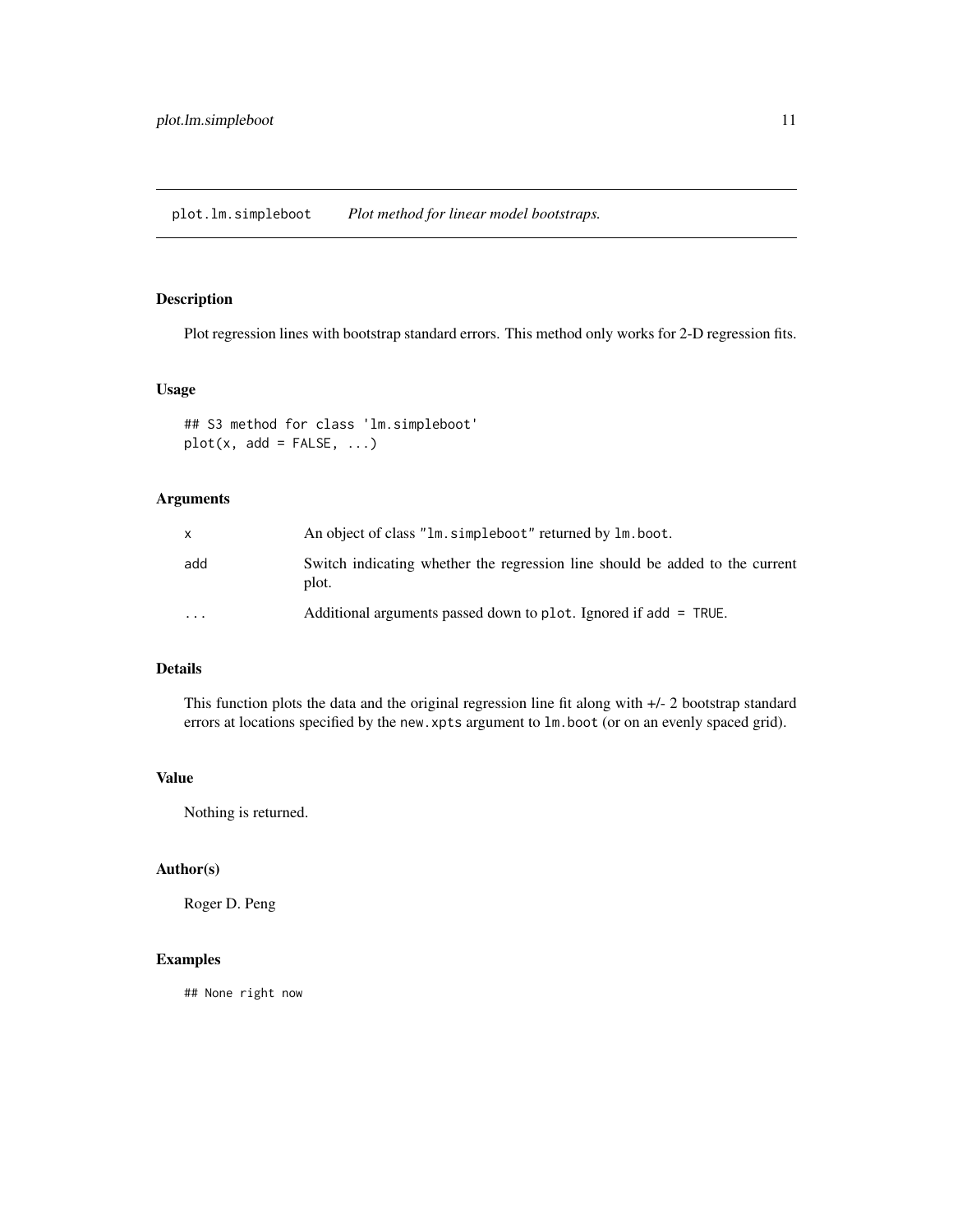plot.lm.simpleboot *Plot method for linear model bootstraps.*

## Description

Plot regression lines with bootstrap standard errors. This method only works for 2-D regression fits.

## Usage

```
## S3 method for class 'lm.simpleboot'
plot(x, add = FALSE, ...)
```

## Arguments

| | |
|---|---|
| `x` | An object of class `"lm.simpleboot"` returned by `lm.boot`. |
| `add` | Switch indicating whether the regression line should be added to the current plot. |
| `...` | Additional arguments passed down to `plot`. Ignored if `add = TRUE`. |

## Details

This function plots the data and the original regression line fit along with +/- 2 bootstrap standard errors at locations specified by the `new.xpts` argument to `lm.boot` (or on an evenly spaced grid).

## Value

Nothing is returned.

## Author(s)

Roger D. Peng

## Examples

```
## None right now
```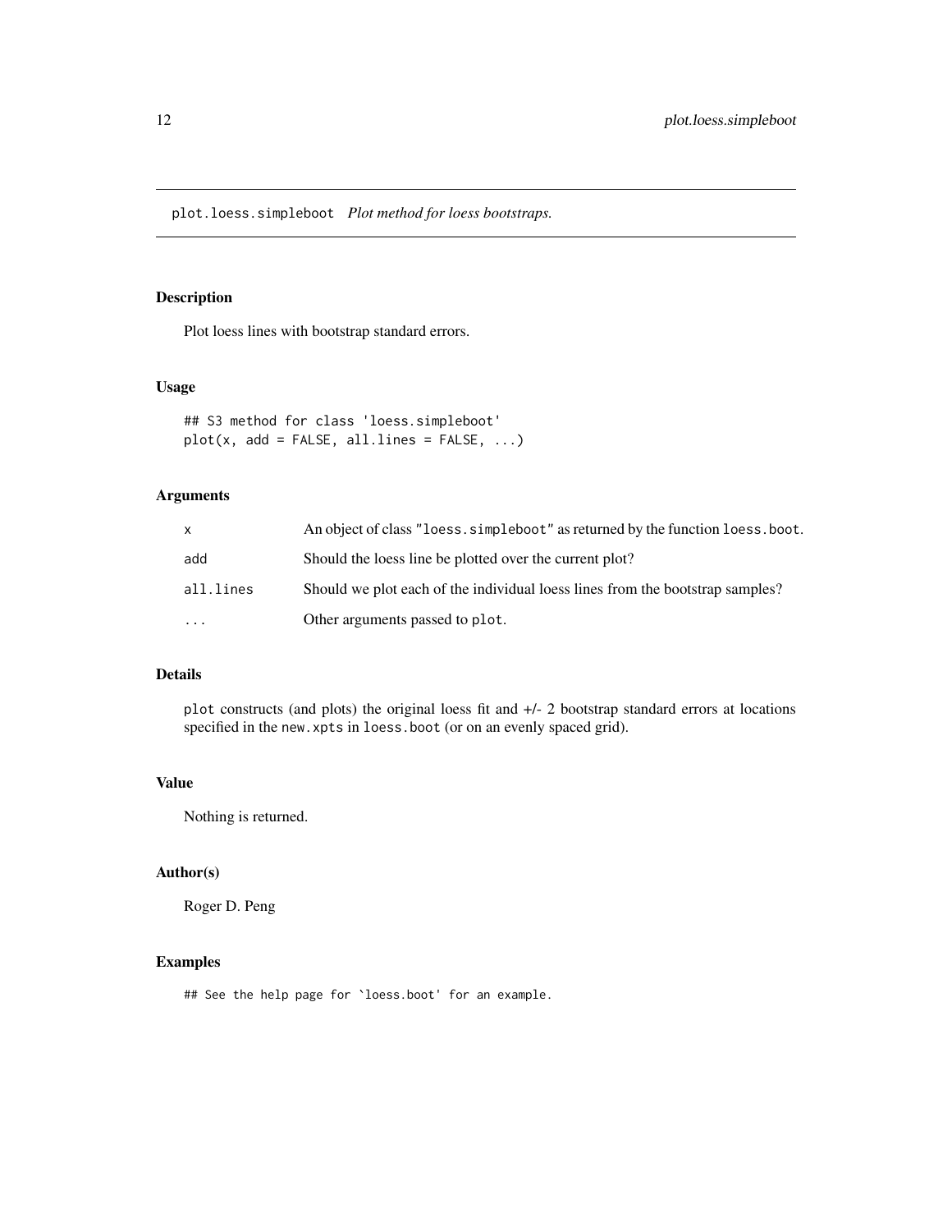# plot.loess.simpleboot *Plot method for loess bootstraps.*

## Description

Plot loess lines with bootstrap standard errors.

## Usage

```
## S3 method for class 'loess.simpleboot'
plot(x, add = FALSE, all.lines = FALSE, ...)
```

## Arguments

| | |
|---|---|
| x | An object of class "loess.simpleboot" as returned by the function loess.boot. |
| add | Should the loess line be plotted over the current plot? |
| all.lines | Should we plot each of the individual loess lines from the bootstrap samples? |
| ... | Other arguments passed to plot. |

## Details

plot constructs (and plots) the original loess fit and +/- 2 bootstrap standard errors at locations specified in the new.xpts in loess.boot (or on an evenly spaced grid).

## Value

Nothing is returned.

## Author(s)

Roger D. Peng

## Examples

```
## See the help page for `loess.boot' for an example.
```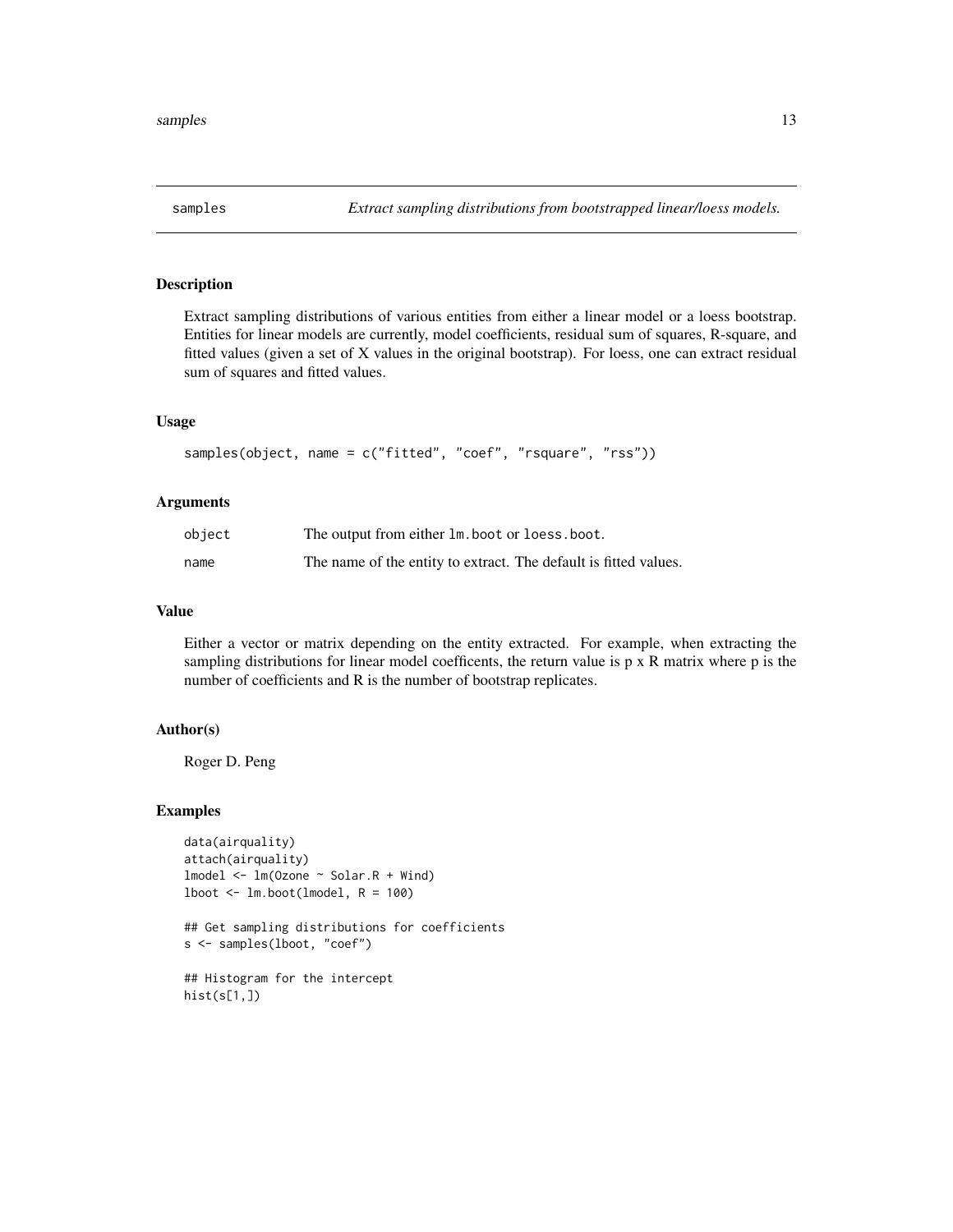## samples — *Extract sampling distributions from bootstrapped linear/loess models.*

### Description

Extract sampling distributions of various entities from either a linear model or a loess bootstrap. Entities for linear models are currently, model coefficients, residual sum of squares, R-square, and fitted values (given a set of X values in the original bootstrap). For loess, one can extract residual sum of squares and fitted values.

### Usage

```
samples(object, name = c("fitted", "coef", "rsquare", "rss"))
```

### Arguments

| | |
|---|---|
| object | The output from either `lm.boot` or `loess.boot`. |
| name | The name of the entity to extract. The default is fitted values. |

### Value

Either a vector or matrix depending on the entity extracted. For example, when extracting the sampling distributions for linear model coefficents, the return value is p x R matrix where p is the number of coefficients and R is the number of bootstrap replicates.

### Author(s)

Roger D. Peng

### Examples

```
data(airquality)
attach(airquality)
lmodel <- lm(Ozone ~ Solar.R + Wind)
lboot <- lm.boot(lmodel, R = 100)

## Get sampling distributions for coefficients
s <- samples(lboot, "coef")

## Histogram for the intercept
hist(s[1,])
```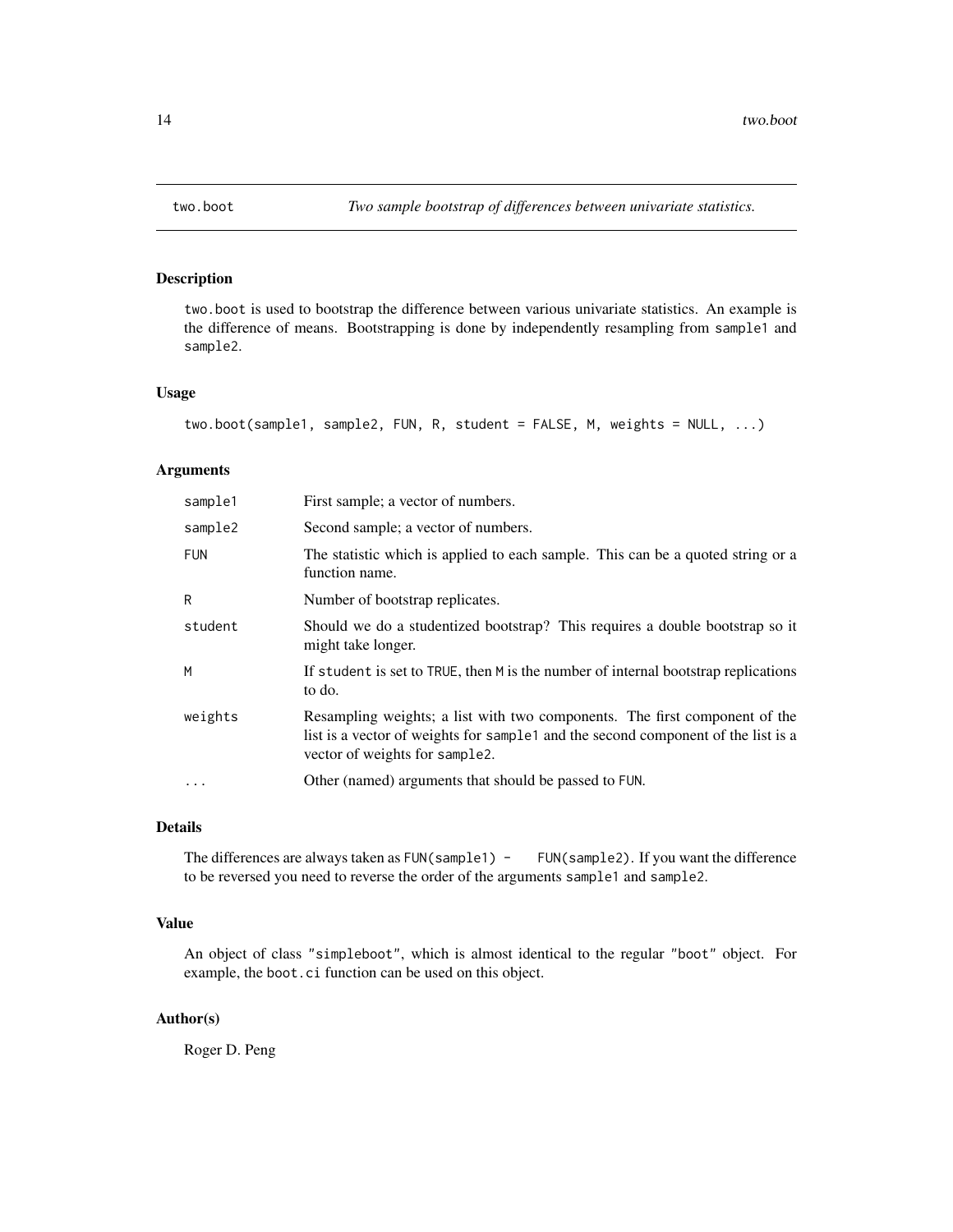# two.boot — *Two sample bootstrap of differences between univariate statistics.*

## Description

two.boot is used to bootstrap the difference between various univariate statistics. An example is the difference of means. Bootstrapping is done by independently resampling from sample1 and sample2.

## Usage

```
two.boot(sample1, sample2, FUN, R, student = FALSE, M, weights = NULL, ...)
```

## Arguments

| Argument | Description |
|---|---|
| sample1 | First sample; a vector of numbers. |
| sample2 | Second sample; a vector of numbers. |
| FUN | The statistic which is applied to each sample. This can be a quoted string or a function name. |
| R | Number of bootstrap replicates. |
| student | Should we do a studentized bootstrap? This requires a double bootstrap so it might take longer. |
| M | If student is set to TRUE, then M is the number of internal bootstrap replications to do. |
| weights | Resampling weights; a list with two components. The first component of the list is a vector of weights for sample1 and the second component of the list is a vector of weights for sample2. |
| ... | Other (named) arguments that should be passed to FUN. |

## Details

The differences are always taken as FUN(sample1) - FUN(sample2). If you want the difference to be reversed you need to reverse the order of the arguments sample1 and sample2.

## Value

An object of class "simpleboot", which is almost identical to the regular "boot" object. For example, the boot.ci function can be used on this object.

## Author(s)

Roger D. Peng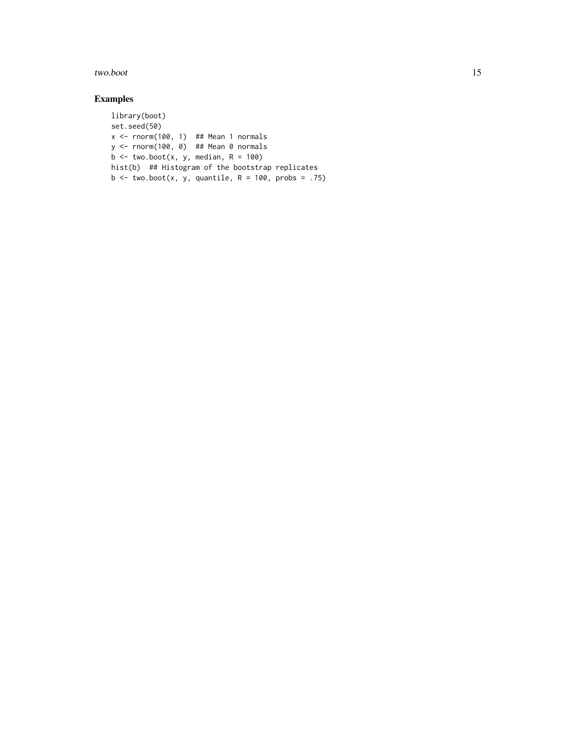## Examples

```
library(boot)
set.seed(50)
x <- rnorm(100, 1)  ## Mean 1 normals
y <- rnorm(100, 0)  ## Mean 0 normals
b <- two.boot(x, y, median, R = 100)
hist(b)  ## Histogram of the bootstrap replicates
b <- two.boot(x, y, quantile, R = 100, probs = .75)
```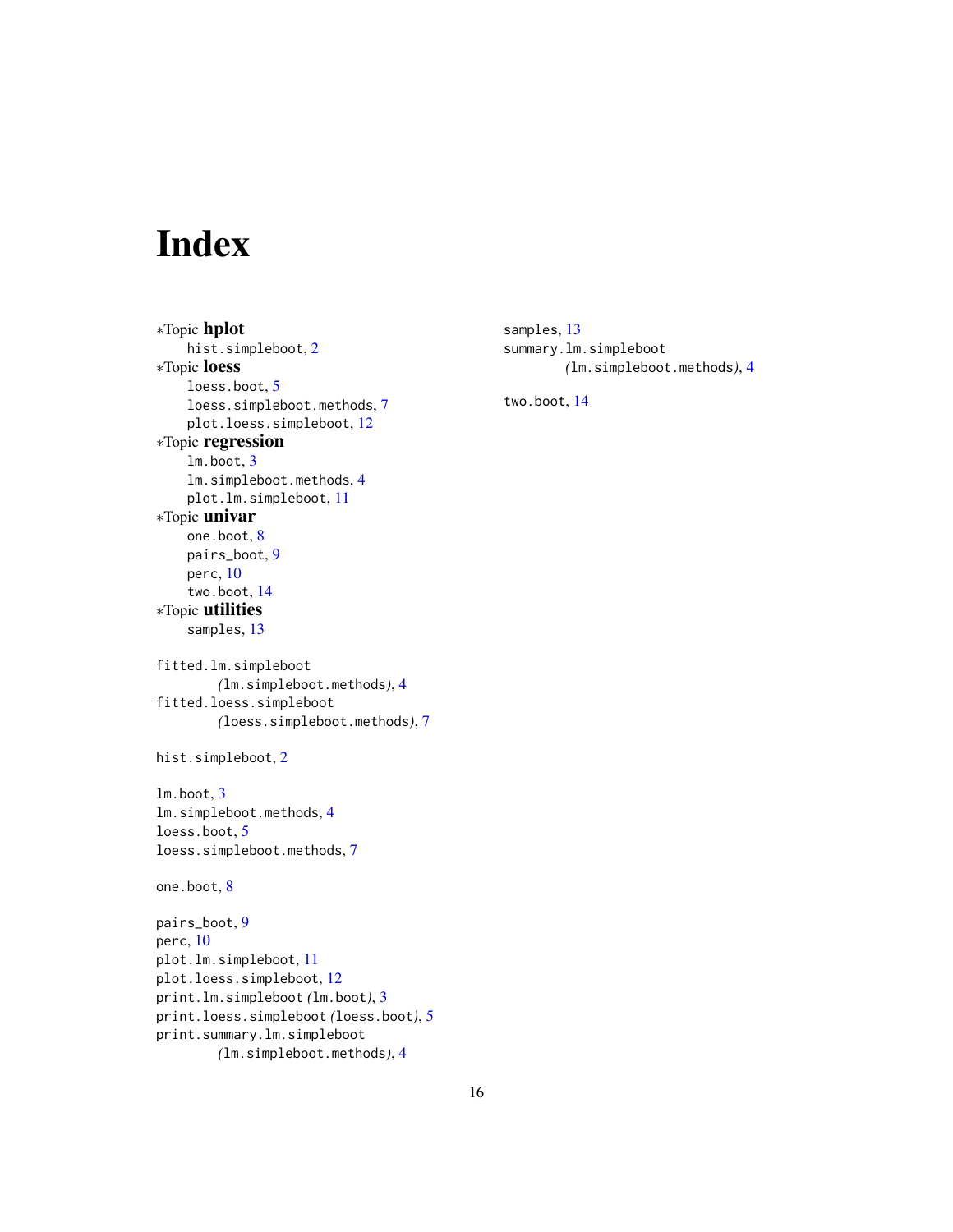# Index

*Topic **hplot**
  hist.simpleboot, 2
*Topic **loess**
  loess.boot, 5
  loess.simpleboot.methods, 7
  plot.loess.simpleboot, 12
*Topic **regression**
  lm.boot, 3
  lm.simpleboot.methods, 4
  plot.lm.simpleboot, 11
*Topic **univar**
  one.boot, 8
  pairs_boot, 9
  perc, 10
  two.boot, 14
*Topic **utilities**
  samples, 13

fitted.lm.simpleboot
  *(*lm.simpleboot.methods*)*, 4
fitted.loess.simpleboot
  *(*loess.simpleboot.methods*)*, 7

hist.simpleboot, 2

lm.boot, 3
lm.simpleboot.methods, 4
loess.boot, 5
loess.simpleboot.methods, 7

one.boot, 8

pairs_boot, 9
perc, 10
plot.lm.simpleboot, 11
plot.loess.simpleboot, 12
print.lm.simpleboot *(*lm.boot*)*, 3
print.loess.simpleboot *(*loess.boot*)*, 5
print.summary.lm.simpleboot
  *(*lm.simpleboot.methods*)*, 4

samples, 13
summary.lm.simpleboot
  *(*lm.simpleboot.methods*)*, 4

two.boot, 14